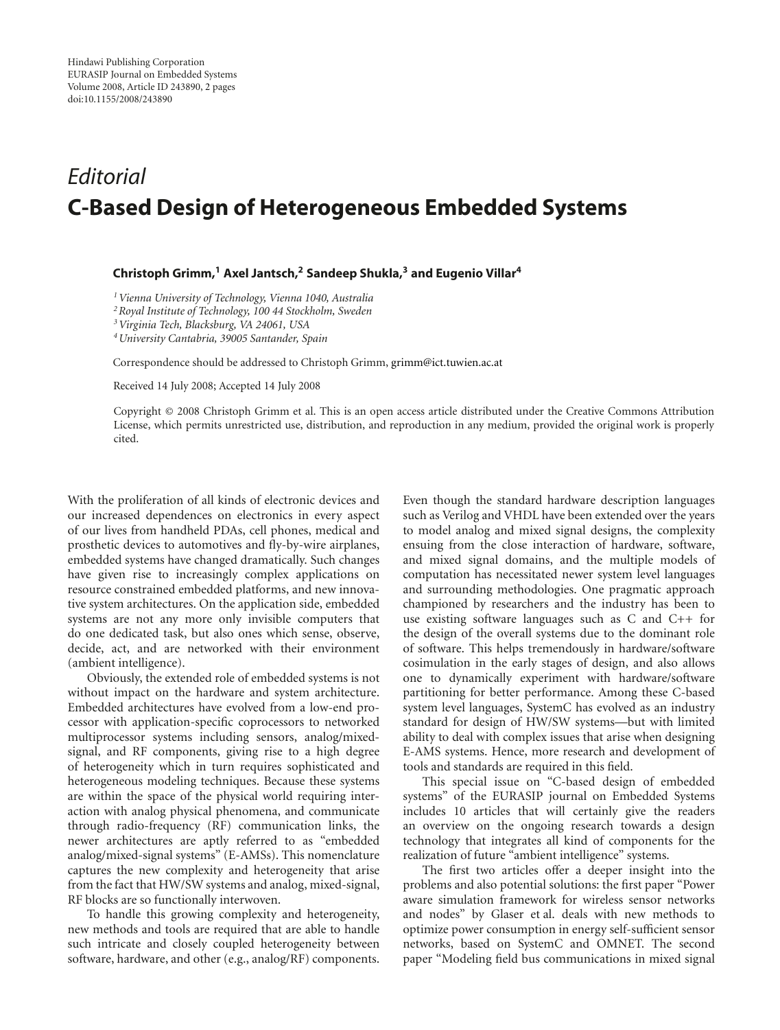Hindawi Publishing Corporation
EURASIP Journal on Embedded Systems
Volume 2008, Article ID 243890, 2 pages
doi:10.1155/2008/243890

*Editorial*

# C-Based Design of Heterogeneous Embedded Systems

**Christoph Grimm,[1] Axel Jantsch,[2] Sandeep Shukla,[3] and Eugenio Villar[4]**

[1] *Vienna University of Technology, Vienna 1040, Australia*
[2] *Royal Institute of Technology, 100 44 Stockholm, Sweden*
[3] *Virginia Tech, Blacksburg, VA 24061, USA*
[4] *University Cantabria, 39005 Santander, Spain*

Correspondence should be addressed to Christoph Grimm, grimm@ict.tuwien.ac.at

Received 14 July 2008; Accepted 14 July 2008

Copyright © 2008 Christoph Grimm et al. This is an open access article distributed under the Creative Commons Attribution License, which permits unrestricted use, distribution, and reproduction in any medium, provided the original work is properly cited.

With the proliferation of all kinds of electronic devices and our increased dependences on electronics in every aspect of our lives from handheld PDAs, cell phones, medical and prosthetic devices to automotives and fly-by-wire airplanes, embedded systems have changed dramatically. Such changes have given rise to increasingly complex applications on resource constrained embedded platforms, and new innovative system architectures. On the application side, embedded systems are not any more only invisible computers that do one dedicated task, but also ones which sense, observe, decide, act, and are networked with their environment (ambient intelligence).

Obviously, the extended role of embedded systems is not without impact on the hardware and system architecture. Embedded architectures have evolved from a low-end processor with application-specific coprocessors to networked multiprocessor systems including sensors, analog/mixed-signal, and RF components, giving rise to a high degree of heterogeneity which in turn requires sophisticated and heterogeneous modeling techniques. Because these systems are within the space of the physical world requiring interaction with analog physical phenomena, and communicate through radio-frequency (RF) communication links, the newer architectures are aptly referred to as "embedded analog/mixed-signal systems" (E-AMSs). This nomenclature captures the new complexity and heterogeneity that arise from the fact that HW/SW systems and analog, mixed-signal, RF blocks are so functionally interwoven.

To handle this growing complexity and heterogeneity, new methods and tools are required that are able to handle such intricate and closely coupled heterogeneity between software, hardware, and other (e.g., analog/RF) components. Even though the standard hardware description languages such as Verilog and VHDL have been extended over the years to model analog and mixed signal designs, the complexity ensuing from the close interaction of hardware, software, and mixed signal domains, and the multiple models of computation has necessitated newer system level languages and surrounding methodologies. One pragmatic approach championed by researchers and the industry has been to use existing software languages such as C and C++ for the design of the overall systems due to the dominant role of software. This helps tremendously in hardware/software cosimulation in the early stages of design, and also allows one to dynamically experiment with hardware/software partitioning for better performance. Among these C-based system level languages, SystemC has evolved as an industry standard for design of HW/SW systems—but with limited ability to deal with complex issues that arise when designing E-AMS systems. Hence, more research and development of tools and standards are required in this field.

This special issue on "C-based design of embedded systems" of the EURASIP journal on Embedded Systems includes 10 articles that will certainly give the readers an overview on the ongoing research towards a design technology that integrates all kind of components for the realization of future "ambient intelligence" systems.

The first two articles offer a deeper insight into the problems and also potential solutions: the first paper "Power aware simulation framework for wireless sensor networks and nodes" by Glaser et al. deals with new methods to optimize power consumption in energy self-sufficient sensor networks, based on SystemC and OMNET. The second paper "Modeling field bus communications in mixed signal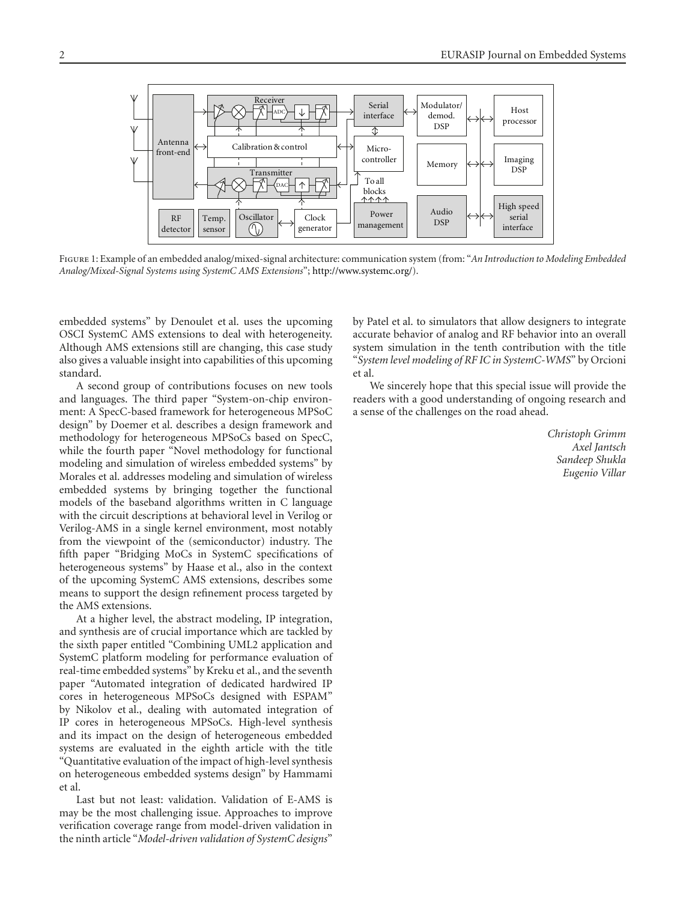Receiver
ADC
Calibration & control
Transmitter
DAC
Antenna front-end
Serial interface
Micro-controller
To all blocks
Power management
Modulator/ demod. DSP
Memory
Audio DSP
Host processor
Imaging DSP
High speed serial interface
RF detector
Temp. sensor
Oscillator
Clock generator

Figure 1: Example of an embedded analog/mixed-signal architecture: communication system (from: "*An Introduction to Modeling Embedded Analog/Mixed-Signal Systems using SystemC AMS Extensions*"; http://www.systemc.org/).

embedded systems" by Denoulet et al. uses the upcoming OSCI SystemC AMS extensions to deal with heterogeneity. Although AMS extensions still are changing, this case study also gives a valuable insight into capabilities of this upcoming standard.

A second group of contributions focuses on new tools and languages. The third paper "System-on-chip environment: A SpecC-based framework for heterogeneous MPSoC design" by Doemer et al. describes a design framework and methodology for heterogeneous MPSoCs based on SpecC, while the fourth paper "Novel methodology for functional modeling and simulation of wireless embedded systems" by Morales et al. addresses modeling and simulation of wireless embedded systems by bringing together the functional models of the baseband algorithms written in C language with the circuit descriptions at behavioral level in Verilog or Verilog-AMS in a single kernel environment, most notably from the viewpoint of the (semiconductor) industry. The fifth paper "Bridging MoCs in SystemC specifications of heterogeneous systems" by Haase et al., also in the context of the upcoming SystemC AMS extensions, describes some means to support the design refinement process targeted by the AMS extensions.

At a higher level, the abstract modeling, IP integration, and synthesis are of crucial importance which are tackled by the sixth paper entitled "Combining UML2 application and SystemC platform modeling for performance evaluation of real-time embedded systems" by Kreku et al., and the seventh paper "Automated integration of dedicated hardwired IP cores in heterogeneous MPSoCs designed with ESPAM" by Nikolov et al., dealing with automated integration of IP cores in heterogeneous MPSoCs. High-level synthesis and its impact on the design of heterogeneous embedded systems are evaluated in the eighth article with the title "Quantitative evaluation of the impact of high-level synthesis on heterogeneous embedded systems design" by Hammami et al.

Last but not least: validation. Validation of E-AMS is may be the most challenging issue. Approaches to improve verification coverage range from model-driven validation in the ninth article "*Model-driven validation of SystemC designs*" by Patel et al. to simulators that allow designers to integrate accurate behavior of analog and RF behavior into an overall system simulation in the tenth contribution with the title "*System level modeling of RF IC in SystemC-WMS*" by Orcioni et al.

We sincerely hope that this special issue will provide the readers with a good understanding of ongoing research and a sense of the challenges on the road ahead.

*Christoph Grimm*
*Axel Jantsch*
*Sandeep Shukla*
*Eugenio Villar*